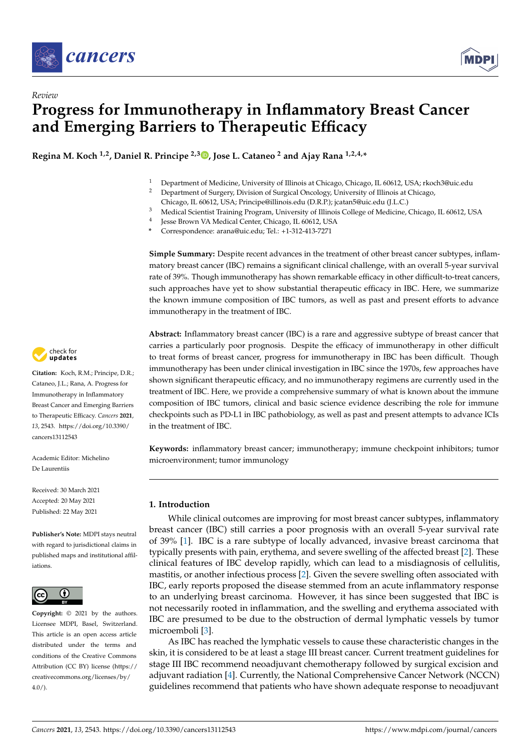*Review*

# Progress for Immunotherapy in Inflammatory Breast Cancer and Emerging Barriers to Therapeutic Efficacy

**Regina M. Koch [1,2], Daniel R. Principe [2,3], Jose L. Cataneo [2] and Ajay Rana [1,2,4,*]**

1. Department of Medicine, University of Illinois at Chicago, Chicago, IL 60612, USA; rkoch3@uic.edu
2. Department of Surgery, Division of Surgical Oncology, University of Illinois at Chicago, Chicago, IL 60612, USA; Principe@illinois.edu (D.R.P.); jcatan5@uic.edu (J.L.C.)
3. Medical Scientist Training Program, University of Illinois College of Medicine, Chicago, IL 60612, USA
4. Jesse Brown VA Medical Center, Chicago, IL 60612, USA

\* Correspondence: arana@uic.edu; Tel.: +1-312-413-7271

**Citation:** Koch, R.M.; Principe, D.R.; Cataneo, J.L.; Rana, A. Progress for Immunotherapy in Inflammatory Breast Cancer and Emerging Barriers to Therapeutic Efficacy. *Cancers* **2021**, *13*, 2543. https://doi.org/10.3390/cancers13112543

Academic Editor: Michelino De Laurentiis

Received: 30 March 2021
Accepted: 20 May 2021
Published: 22 May 2021

**Publisher's Note:** MDPI stays neutral with regard to jurisdictional claims in published maps and institutional affiliations.

**Copyright:** © 2021 by the authors. Licensee MDPI, Basel, Switzerland. This article is an open access article distributed under the terms and conditions of the Creative Commons Attribution (CC BY) license (https://creativecommons.org/licenses/by/4.0/).

**Simple Summary:** Despite recent advances in the treatment of other breast cancer subtypes, inflammatory breast cancer (IBC) remains a significant clinical challenge, with an overall 5-year survival rate of 39%. Though immunotherapy has shown remarkable efficacy in other difficult-to-treat cancers, such approaches have yet to show substantial therapeutic efficacy in IBC. Here, we summarize the known immune composition of IBC tumors, as well as past and present efforts to advance immunotherapy in the treatment of IBC.

**Abstract:** Inflammatory breast cancer (IBC) is a rare and aggressive subtype of breast cancer that carries a particularly poor prognosis. Despite the efficacy of immunotherapy in other difficult to treat forms of breast cancer, progress for immunotherapy in IBC has been difficult. Though immunotherapy has been under clinical investigation in IBC since the 1970s, few approaches have shown significant therapeutic efficacy, and no immunotherapy regimens are currently used in the treatment of IBC. Here, we provide a comprehensive summary of what is known about the immune composition of IBC tumors, clinical and basic science evidence describing the role for immune checkpoints such as PD-L1 in IBC pathobiology, as well as past and present attempts to advance ICIs in the treatment of IBC.

**Keywords:** inflammatory breast cancer; immunotherapy; immune checkpoint inhibitors; tumor microenvironment; tumor immunology

## 1. Introduction

While clinical outcomes are improving for most breast cancer subtypes, inflammatory breast cancer (IBC) still carries a poor prognosis with an overall 5-year survival rate of 39% [1]. IBC is a rare subtype of locally advanced, invasive breast carcinoma that typically presents with pain, erythema, and severe swelling of the affected breast [2]. These clinical features of IBC develop rapidly, which can lead to a misdiagnosis of cellulitis, mastitis, or another infectious process [2]. Given the severe swelling often associated with IBC, early reports proposed the disease stemmed from an acute inflammatory response to an underlying breast carcinoma. However, it has since been suggested that IBC is not necessarily rooted in inflammation, and the swelling and erythema associated with IBC are presumed to be due to the obstruction of dermal lymphatic vessels by tumor microemboli [3].

As IBC has reached the lymphatic vessels to cause these characteristic changes in the skin, it is considered to be at least a stage III breast cancer. Current treatment guidelines for stage III IBC recommend neoadjuvant chemotherapy followed by surgical excision and adjuvant radiation [4]. Currently, the National Comprehensive Cancer Network (NCCN) guidelines recommend that patients who have shown adequate response to neoadjuvant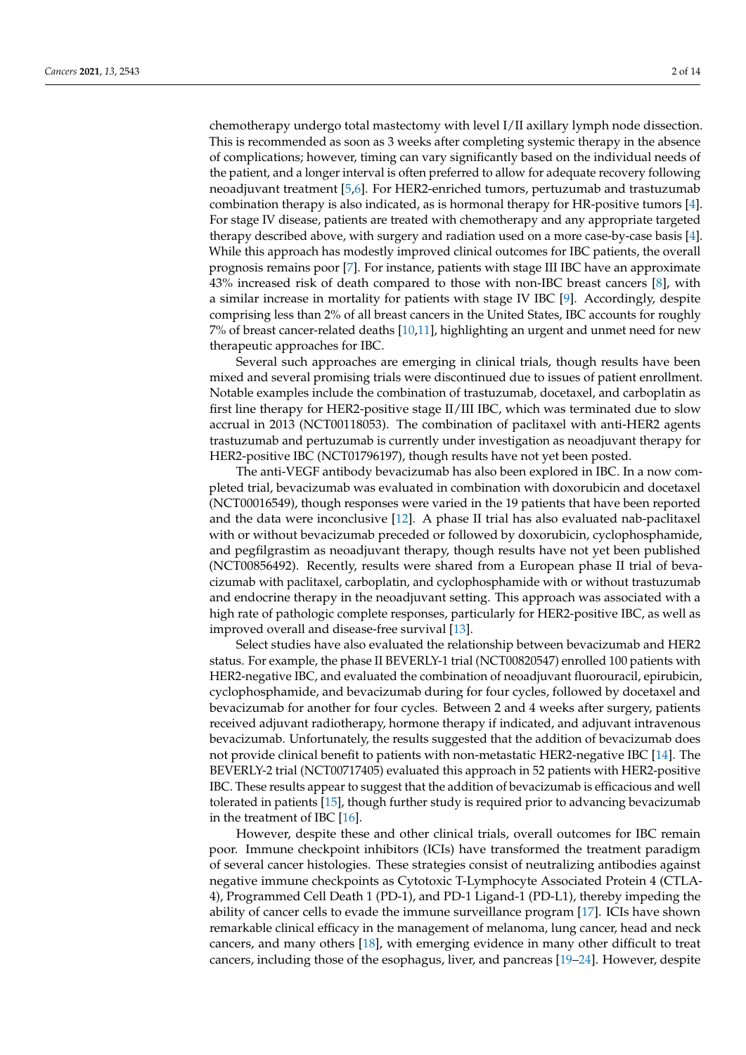chemotherapy undergo total mastectomy with level I/II axillary lymph node dissection. This is recommended as soon as 3 weeks after completing systemic therapy in the absence of complications; however, timing can vary significantly based on the individual needs of the patient, and a longer interval is often preferred to allow for adequate recovery following neoadjuvant treatment [5,6]. For HER2-enriched tumors, pertuzumab and trastuzumab combination therapy is also indicated, as is hormonal therapy for HR-positive tumors [4]. For stage IV disease, patients are treated with chemotherapy and any appropriate targeted therapy described above, with surgery and radiation used on a more case-by-case basis [4]. While this approach has modestly improved clinical outcomes for IBC patients, the overall prognosis remains poor [7]. For instance, patients with stage III IBC have an approximate 43% increased risk of death compared to those with non-IBC breast cancers [8], with a similar increase in mortality for patients with stage IV IBC [9]. Accordingly, despite comprising less than 2% of all breast cancers in the United States, IBC accounts for roughly 7% of breast cancer-related deaths [10,11], highlighting an urgent and unmet need for new therapeutic approaches for IBC.

Several such approaches are emerging in clinical trials, though results have been mixed and several promising trials were discontinued due to issues of patient enrollment. Notable examples include the combination of trastuzumab, docetaxel, and carboplatin as first line therapy for HER2-positive stage II/III IBC, which was terminated due to slow accrual in 2013 (NCT00118053). The combination of paclitaxel with anti-HER2 agents trastuzumab and pertuzumab is currently under investigation as neoadjuvant therapy for HER2-positive IBC (NCT01796197), though results have not yet been posted.

The anti-VEGF antibody bevacizumab has also been explored in IBC. In a now completed trial, bevacizumab was evaluated in combination with doxorubicin and docetaxel (NCT00016549), though responses were varied in the 19 patients that have been reported and the data were inconclusive [12]. A phase II trial has also evaluated nab-paclitaxel with or without bevacizumab preceded or followed by doxorubicin, cyclophosphamide, and pegfilgrastim as neoadjuvant therapy, though results have not yet been published (NCT00856492). Recently, results were shared from a European phase II trial of bevacizumab with paclitaxel, carboplatin, and cyclophosphamide with or without trastuzumab and endocrine therapy in the neoadjuvant setting. This approach was associated with a high rate of pathologic complete responses, particularly for HER2-positive IBC, as well as improved overall and disease-free survival [13].

Select studies have also evaluated the relationship between bevacizumab and HER2 status. For example, the phase II BEVERLY-1 trial (NCT00820547) enrolled 100 patients with HER2-negative IBC, and evaluated the combination of neoadjuvant fluorouracil, epirubicin, cyclophosphamide, and bevacizumab during for four cycles, followed by docetaxel and bevacizumab for another for four cycles. Between 2 and 4 weeks after surgery, patients received adjuvant radiotherapy, hormone therapy if indicated, and adjuvant intravenous bevacizumab. Unfortunately, the results suggested that the addition of bevacizumab does not provide clinical benefit to patients with non-metastatic HER2-negative IBC [14]. The BEVERLY-2 trial (NCT00717405) evaluated this approach in 52 patients with HER2-positive IBC. These results appear to suggest that the addition of bevacizumab is efficacious and well tolerated in patients [15], though further study is required prior to advancing bevacizumab in the treatment of IBC [16].

However, despite these and other clinical trials, overall outcomes for IBC remain poor. Immune checkpoint inhibitors (ICIs) have transformed the treatment paradigm of several cancer histologies. These strategies consist of neutralizing antibodies against negative immune checkpoints as Cytotoxic T-Lymphocyte Associated Protein 4 (CTLA-4), Programmed Cell Death 1 (PD-1), and PD-1 Ligand-1 (PD-L1), thereby impeding the ability of cancer cells to evade the immune surveillance program [17]. ICIs have shown remarkable clinical efficacy in the management of melanoma, lung cancer, head and neck cancers, and many others [18], with emerging evidence in many other difficult to treat cancers, including those of the esophagus, liver, and pancreas [19–24]. However, despite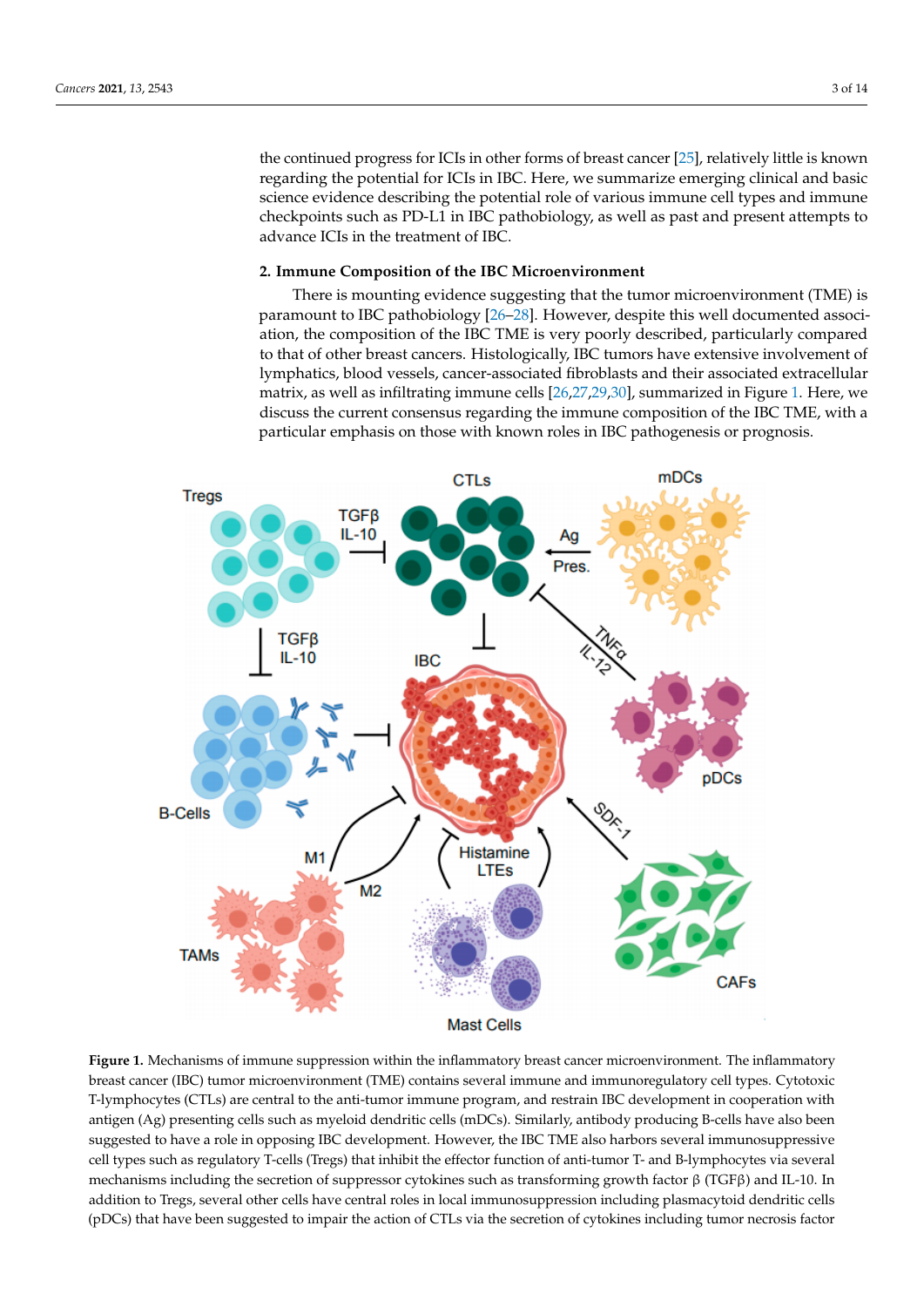the continued progress for ICIs in other forms of breast cancer [25], relatively little is known regarding the potential for ICIs in IBC. Here, we summarize emerging clinical and basic science evidence describing the potential role of various immune cell types and immune checkpoints such as PD-L1 in IBC pathobiology, as well as past and present attempts to advance ICIs in the treatment of IBC.

## 2. Immune Composition of the IBC Microenvironment

There is mounting evidence suggesting that the tumor microenvironment (TME) is paramount to IBC pathobiology [26–28]. However, despite this well documented association, the composition of the IBC TME is very poorly described, particularly compared to that of other breast cancers. Histologically, IBC tumors have extensive involvement of lymphatics, blood vessels, cancer-associated fibroblasts and their associated extracellular matrix, as well as infiltrating immune cells [26,27,29,30], summarized in Figure 1. Here, we discuss the current consensus regarding the immune composition of the IBC TME, with a particular emphasis on those with known roles in IBC pathogenesis or prognosis.

**Figure 1.** Mechanisms of immune suppression within the inflammatory breast cancer microenvironment. The inflammatory breast cancer (IBC) tumor microenvironment (TME) contains several immune and immunoregulatory cell types. Cytotoxic T-lymphocytes (CTLs) are central to the anti-tumor immune program, and restrain IBC development in cooperation with antigen (Ag) presenting cells such as myeloid dendritic cells (mDCs). Similarly, antibody producing B-cells have also been suggested to have a role in opposing IBC development. However, the IBC TME also harbors several immunosuppressive cell types such as regulatory T-cells (Tregs) that inhibit the effector function of anti-tumor T- and B-lymphocytes via several mechanisms including the secretion of suppressor cytokines such as transforming growth factor β (TGFβ) and IL-10. In addition to Tregs, several other cells have central roles in local immunosuppression including plasmacytoid dendritic cells (pDCs) that have been suggested to impair the action of CTLs via the secretion of cytokines including tumor necrosis factor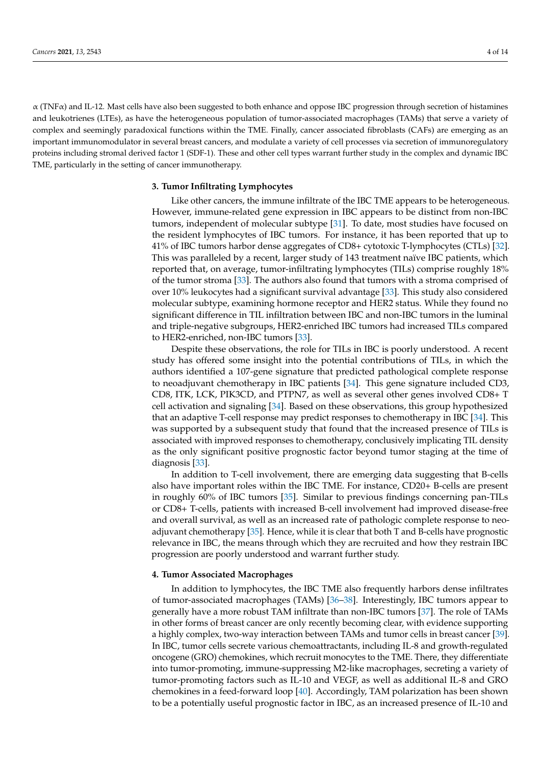α (TNFα) and IL-12. Mast cells have also been suggested to both enhance and oppose IBC progression through secretion of histamines and leukotrienes (LTEs), as have the heterogeneous population of tumor-associated macrophages (TAMs) that serve a variety of complex and seemingly paradoxical functions within the TME. Finally, cancer associated fibroblasts (CAFs) are emerging as an important immunomodulator in several breast cancers, and modulate a variety of cell processes via secretion of immunoregulatory proteins including stromal derived factor 1 (SDF-1). These and other cell types warrant further study in the complex and dynamic IBC TME, particularly in the setting of cancer immunotherapy.

## 3. Tumor Infiltrating Lymphocytes

Like other cancers, the immune infiltrate of the IBC TME appears to be heterogeneous. However, immune-related gene expression in IBC appears to be distinct from non-IBC tumors, independent of molecular subtype [31]. To date, most studies have focused on the resident lymphocytes of IBC tumors. For instance, it has been reported that up to 41% of IBC tumors harbor dense aggregates of CD8+ cytotoxic T-lymphocytes (CTLs) [32]. This was paralleled by a recent, larger study of 143 treatment naïve IBC patients, which reported that, on average, tumor-infiltrating lymphocytes (TILs) comprise roughly 18% of the tumor stroma [33]. The authors also found that tumors with a stroma comprised of over 10% leukocytes had a significant survival advantage [33]. This study also considered molecular subtype, examining hormone receptor and HER2 status. While they found no significant difference in TIL infiltration between IBC and non-IBC tumors in the luminal and triple-negative subgroups, HER2-enriched IBC tumors had increased TILs compared to HER2-enriched, non-IBC tumors [33].

Despite these observations, the role for TILs in IBC is poorly understood. A recent study has offered some insight into the potential contributions of TILs, in which the authors identified a 107-gene signature that predicted pathological complete response to neoadjuvant chemotherapy in IBC patients [34]. This gene signature included CD3, CD8, ITK, LCK, PIK3CD, and PTPN7, as well as several other genes involved CD8+ T cell activation and signaling [34]. Based on these observations, this group hypothesized that an adaptive T-cell response may predict responses to chemotherapy in IBC [34]. This was supported by a subsequent study that found that the increased presence of TILs is associated with improved responses to chemotherapy, conclusively implicating TIL density as the only significant positive prognostic factor beyond tumor staging at the time of diagnosis [33].

In addition to T-cell involvement, there are emerging data suggesting that B-cells also have important roles within the IBC TME. For instance, CD20+ B-cells are present in roughly 60% of IBC tumors [35]. Similar to previous findings concerning pan-TILs or CD8+ T-cells, patients with increased B-cell involvement had improved disease-free and overall survival, as well as an increased rate of pathologic complete response to neoadjuvant chemotherapy [35]. Hence, while it is clear that both T and B-cells have prognostic relevance in IBC, the means through which they are recruited and how they restrain IBC progression are poorly understood and warrant further study.

## 4. Tumor Associated Macrophages

In addition to lymphocytes, the IBC TME also frequently harbors dense infiltrates of tumor-associated macrophages (TAMs) [36–38]. Interestingly, IBC tumors appear to generally have a more robust TAM infiltrate than non-IBC tumors [37]. The role of TAMs in other forms of breast cancer are only recently becoming clear, with evidence supporting a highly complex, two-way interaction between TAMs and tumor cells in breast cancer [39]. In IBC, tumor cells secrete various chemoattractants, including IL-8 and growth-regulated oncogene (GRO) chemokines, which recruit monocytes to the TME. There, they differentiate into tumor-promoting, immune-suppressing M2-like macrophages, secreting a variety of tumor-promoting factors such as IL-10 and VEGF, as well as additional IL-8 and GRO chemokines in a feed-forward loop [40]. Accordingly, TAM polarization has been shown to be a potentially useful prognostic factor in IBC, as an increased presence of IL-10 and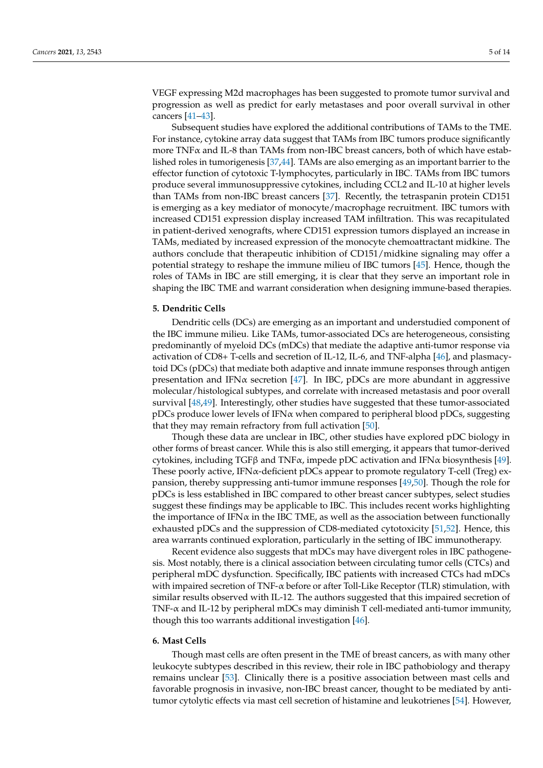VEGF expressing M2d macrophages has been suggested to promote tumor survival and progression as well as predict for early metastases and poor overall survival in other cancers [41–43].

Subsequent studies have explored the additional contributions of TAMs to the TME. For instance, cytokine array data suggest that TAMs from IBC tumors produce significantly more TNFα and IL-8 than TAMs from non-IBC breast cancers, both of which have established roles in tumorigenesis [37,44]. TAMs are also emerging as an important barrier to the effector function of cytotoxic T-lymphocytes, particularly in IBC. TAMs from IBC tumors produce several immunosuppressive cytokines, including CCL2 and IL-10 at higher levels than TAMs from non-IBC breast cancers [37]. Recently, the tetraspanin protein CD151 is emerging as a key mediator of monocyte/macrophage recruitment. IBC tumors with increased CD151 expression display increased TAM infiltration. This was recapitulated in patient-derived xenografts, where CD151 expression tumors displayed an increase in TAMs, mediated by increased expression of the monocyte chemoattractant midkine. The authors conclude that therapeutic inhibition of CD151/midkine signaling may offer a potential strategy to reshape the immune milieu of IBC tumors [45]. Hence, though the roles of TAMs in IBC are still emerging, it is clear that they serve an important role in shaping the IBC TME and warrant consideration when designing immune-based therapies.

## 5. Dendritic Cells

Dendritic cells (DCs) are emerging as an important and understudied component of the IBC immune milieu. Like TAMs, tumor-associated DCs are heterogeneous, consisting predominantly of myeloid DCs (mDCs) that mediate the adaptive anti-tumor response via activation of CD8+ T-cells and secretion of IL-12, IL-6, and TNF-alpha [46], and plasmacytoid DCs (pDCs) that mediate both adaptive and innate immune responses through antigen presentation and IFNα secretion [47]. In IBC, pDCs are more abundant in aggressive molecular/histological subtypes, and correlate with increased metastasis and poor overall survival [48,49]. Interestingly, other studies have suggested that these tumor-associated pDCs produce lower levels of IFNα when compared to peripheral blood pDCs, suggesting that they may remain refractory from full activation [50].

Though these data are unclear in IBC, other studies have explored pDC biology in other forms of breast cancer. While this is also still emerging, it appears that tumor-derived cytokines, including TGFβ and TNFα, impede pDC activation and IFNα biosynthesis [49]. These poorly active, IFNα-deficient pDCs appear to promote regulatory T-cell (Treg) expansion, thereby suppressing anti-tumor immune responses [49,50]. Though the role for pDCs is less established in IBC compared to other breast cancer subtypes, select studies suggest these findings may be applicable to IBC. This includes recent works highlighting the importance of IFNα in the IBC TME, as well as the association between functionally exhausted pDCs and the suppression of CD8-mediated cytotoxicity [51,52]. Hence, this area warrants continued exploration, particularly in the setting of IBC immunotherapy.

Recent evidence also suggests that mDCs may have divergent roles in IBC pathogenesis. Most notably, there is a clinical association between circulating tumor cells (CTCs) and peripheral mDC dysfunction. Specifically, IBC patients with increased CTCs had mDCs with impaired secretion of TNF-α before or after Toll-Like Receptor (TLR) stimulation, with similar results observed with IL-12. The authors suggested that this impaired secretion of TNF-α and IL-12 by peripheral mDCs may diminish T cell-mediated anti-tumor immunity, though this too warrants additional investigation [46].

## 6. Mast Cells

Though mast cells are often present in the TME of breast cancers, as with many other leukocyte subtypes described in this review, their role in IBC pathobiology and therapy remains unclear [53]. Clinically there is a positive association between mast cells and favorable prognosis in invasive, non-IBC breast cancer, thought to be mediated by anti-tumor cytolytic effects via mast cell secretion of histamine and leukotrienes [54]. However,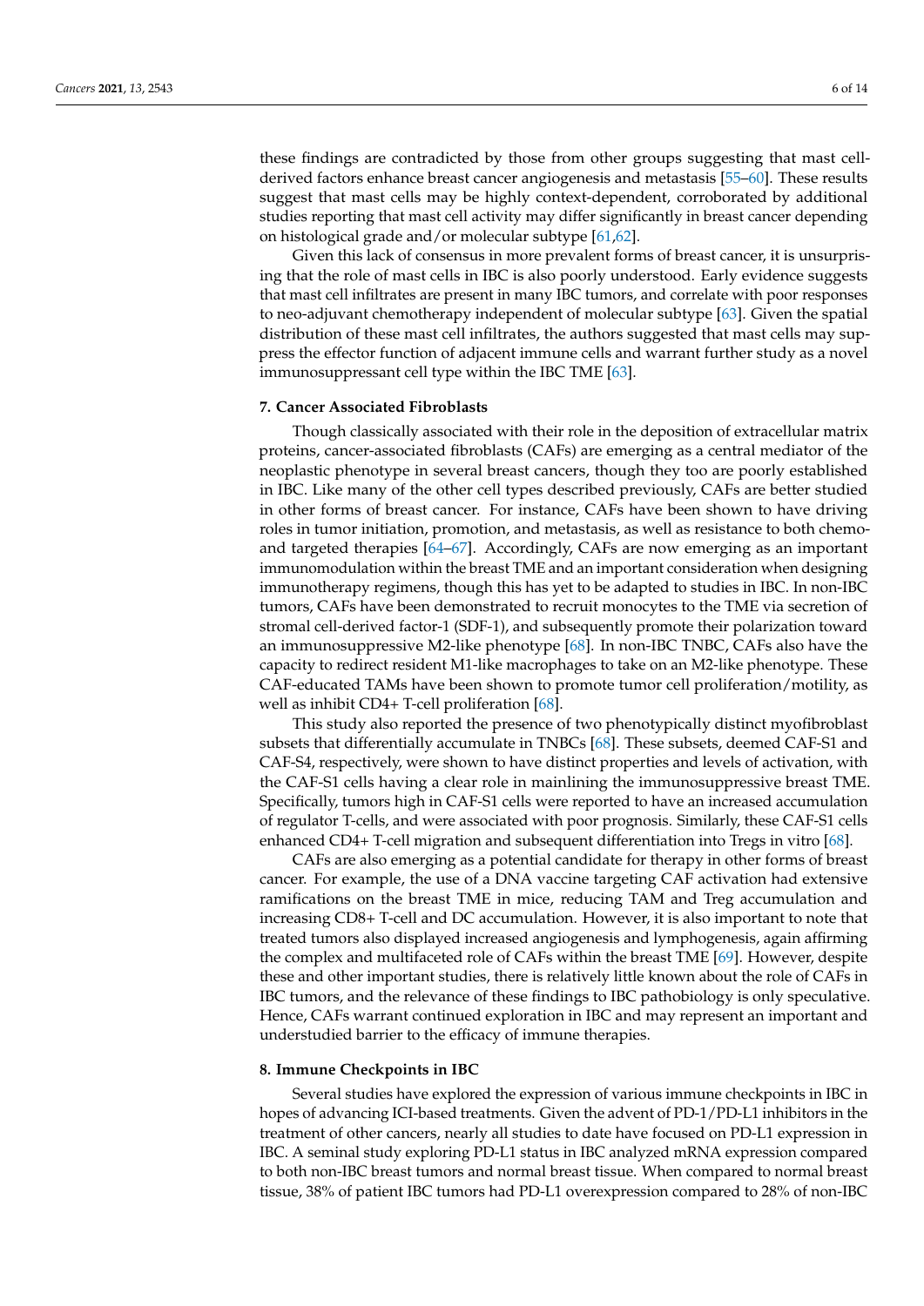these findings are contradicted by those from other groups suggesting that mast cell-derived factors enhance breast cancer angiogenesis and metastasis [55–60]. These results suggest that mast cells may be highly context-dependent, corroborated by additional studies reporting that mast cell activity may differ significantly in breast cancer depending on histological grade and/or molecular subtype [61,62].

Given this lack of consensus in more prevalent forms of breast cancer, it is unsurprising that the role of mast cells in IBC is also poorly understood. Early evidence suggests that mast cell infiltrates are present in many IBC tumors, and correlate with poor responses to neo-adjuvant chemotherapy independent of molecular subtype [63]. Given the spatial distribution of these mast cell infiltrates, the authors suggested that mast cells may suppress the effector function of adjacent immune cells and warrant further study as a novel immunosuppressant cell type within the IBC TME [63].

## 7. Cancer Associated Fibroblasts

Though classically associated with their role in the deposition of extracellular matrix proteins, cancer-associated fibroblasts (CAFs) are emerging as a central mediator of the neoplastic phenotype in several breast cancers, though they too are poorly established in IBC. Like many of the other cell types described previously, CAFs are better studied in other forms of breast cancer. For instance, CAFs have been shown to have driving roles in tumor initiation, promotion, and metastasis, as well as resistance to both chemo- and targeted therapies [64–67]. Accordingly, CAFs are now emerging as an important immunomodulation within the breast TME and an important consideration when designing immunotherapy regimens, though this has yet to be adapted to studies in IBC. In non-IBC tumors, CAFs have been demonstrated to recruit monocytes to the TME via secretion of stromal cell-derived factor-1 (SDF-1), and subsequently promote their polarization toward an immunosuppressive M2-like phenotype [68]. In non-IBC TNBC, CAFs also have the capacity to redirect resident M1-like macrophages to take on an M2-like phenotype. These CAF-educated TAMs have been shown to promote tumor cell proliferation/motility, as well as inhibit CD4+ T-cell proliferation [68].

This study also reported the presence of two phenotypically distinct myofibroblast subsets that differentially accumulate in TNBCs [68]. These subsets, deemed CAF-S1 and CAF-S4, respectively, were shown to have distinct properties and levels of activation, with the CAF-S1 cells having a clear role in mainlining the immunosuppressive breast TME. Specifically, tumors high in CAF-S1 cells were reported to have an increased accumulation of regulator T-cells, and were associated with poor prognosis. Similarly, these CAF-S1 cells enhanced CD4+ T-cell migration and subsequent differentiation into Tregs in vitro [68].

CAFs are also emerging as a potential candidate for therapy in other forms of breast cancer. For example, the use of a DNA vaccine targeting CAF activation had extensive ramifications on the breast TME in mice, reducing TAM and Treg accumulation and increasing CD8+ T-cell and DC accumulation. However, it is also important to note that treated tumors also displayed increased angiogenesis and lymphogenesis, again affirming the complex and multifaceted role of CAFs within the breast TME [69]. However, despite these and other important studies, there is relatively little known about the role of CAFs in IBC tumors, and the relevance of these findings to IBC pathobiology is only speculative. Hence, CAFs warrant continued exploration in IBC and may represent an important and understudied barrier to the efficacy of immune therapies.

## 8. Immune Checkpoints in IBC

Several studies have explored the expression of various immune checkpoints in IBC in hopes of advancing ICI-based treatments. Given the advent of PD-1/PD-L1 inhibitors in the treatment of other cancers, nearly all studies to date have focused on PD-L1 expression in IBC. A seminal study exploring PD-L1 status in IBC analyzed mRNA expression compared to both non-IBC breast tumors and normal breast tissue. When compared to normal breast tissue, 38% of patient IBC tumors had PD-L1 overexpression compared to 28% of non-IBC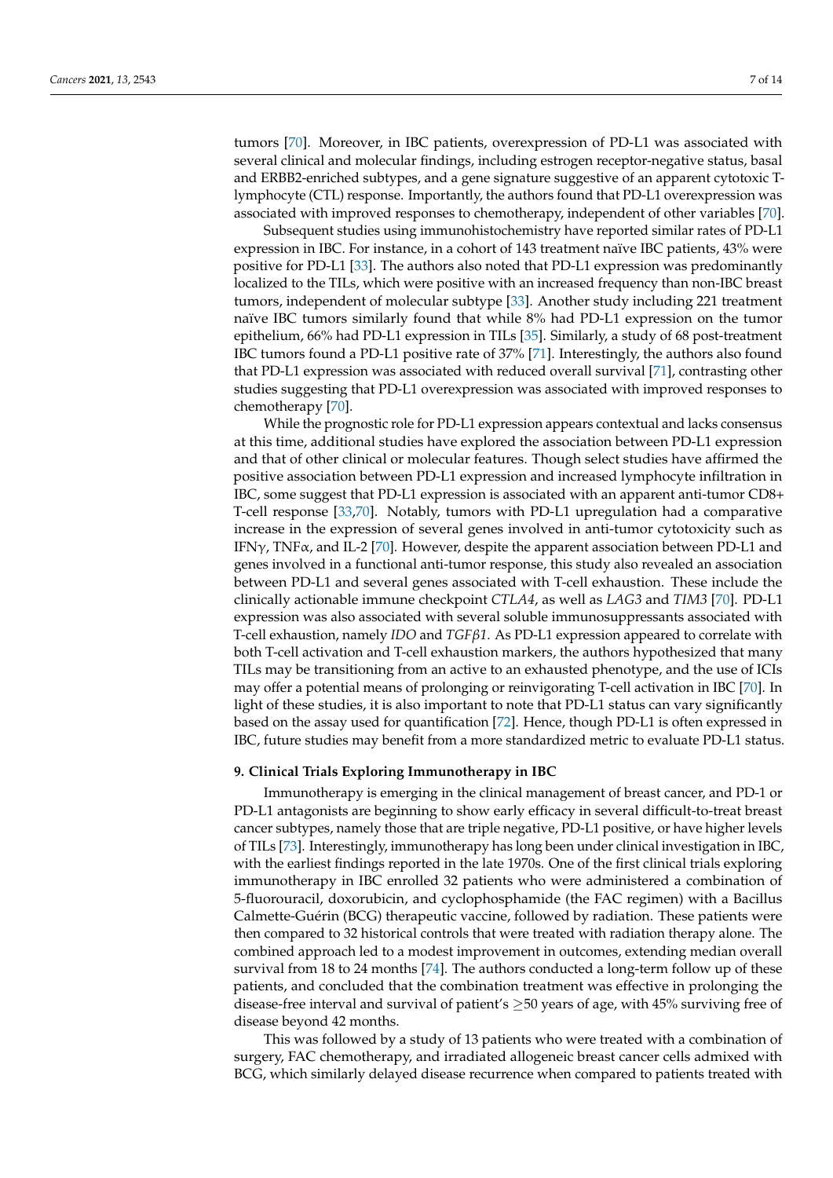tumors [70]. Moreover, in IBC patients, overexpression of PD-L1 was associated with several clinical and molecular findings, including estrogen receptor-negative status, basal and ERBB2-enriched subtypes, and a gene signature suggestive of an apparent cytotoxic T-lymphocyte (CTL) response. Importantly, the authors found that PD-L1 overexpression was associated with improved responses to chemotherapy, independent of other variables [70].

Subsequent studies using immunohistochemistry have reported similar rates of PD-L1 expression in IBC. For instance, in a cohort of 143 treatment naïve IBC patients, 43% were positive for PD-L1 [33]. The authors also noted that PD-L1 expression was predominantly localized to the TILs, which were positive with an increased frequency than non-IBC breast tumors, independent of molecular subtype [33]. Another study including 221 treatment naïve IBC tumors similarly found that while 8% had PD-L1 expression on the tumor epithelium, 66% had PD-L1 expression in TILs [35]. Similarly, a study of 68 post-treatment IBC tumors found a PD-L1 positive rate of 37% [71]. Interestingly, the authors also found that PD-L1 expression was associated with reduced overall survival [71], contrasting other studies suggesting that PD-L1 overexpression was associated with improved responses to chemotherapy [70].

While the prognostic role for PD-L1 expression appears contextual and lacks consensus at this time, additional studies have explored the association between PD-L1 expression and that of other clinical or molecular features. Though select studies have affirmed the positive association between PD-L1 expression and increased lymphocyte infiltration in IBC, some suggest that PD-L1 expression is associated with an apparent anti-tumor CD8+ T-cell response [33,70]. Notably, tumors with PD-L1 upregulation had a comparative increase in the expression of several genes involved in anti-tumor cytotoxicity such as IFN$\gamma$, TNF$\alpha$, and IL-2 [70]. However, despite the apparent association between PD-L1 and genes involved in a functional anti-tumor response, this study also revealed an association between PD-L1 and several genes associated with T-cell exhaustion. These include the clinically actionable immune checkpoint *CTLA4*, as well as *LAG3* and *TIM3* [70]. PD-L1 expression was also associated with several soluble immunosuppressants associated with T-cell exhaustion, namely *IDO* and *TGFβ1*. As PD-L1 expression appeared to correlate with both T-cell activation and T-cell exhaustion markers, the authors hypothesized that many TILs may be transitioning from an active to an exhausted phenotype, and the use of ICIs may offer a potential means of prolonging or reinvigorating T-cell activation in IBC [70]. In light of these studies, it is also important to note that PD-L1 status can vary significantly based on the assay used for quantification [72]. Hence, though PD-L1 is often expressed in IBC, future studies may benefit from a more standardized metric to evaluate PD-L1 status.

## 9. Clinical Trials Exploring Immunotherapy in IBC

Immunotherapy is emerging in the clinical management of breast cancer, and PD-1 or PD-L1 antagonists are beginning to show early efficacy in several difficult-to-treat breast cancer subtypes, namely those that are triple negative, PD-L1 positive, or have higher levels of TILs [73]. Interestingly, immunotherapy has long been under clinical investigation in IBC, with the earliest findings reported in the late 1970s. One of the first clinical trials exploring immunotherapy in IBC enrolled 32 patients who were administered a combination of 5-fluorouracil, doxorubicin, and cyclophosphamide (the FAC regimen) with a Bacillus Calmette-Guérin (BCG) therapeutic vaccine, followed by radiation. These patients were then compared to 32 historical controls that were treated with radiation therapy alone. The combined approach led to a modest improvement in outcomes, extending median overall survival from 18 to 24 months [74]. The authors conducted a long-term follow up of these patients, and concluded that the combination treatment was effective in prolonging the disease-free interval and survival of patient's $\geq$50 years of age, with 45% surviving free of disease beyond 42 months.

This was followed by a study of 13 patients who were treated with a combination of surgery, FAC chemotherapy, and irradiated allogeneic breast cancer cells admixed with BCG, which similarly delayed disease recurrence when compared to patients treated with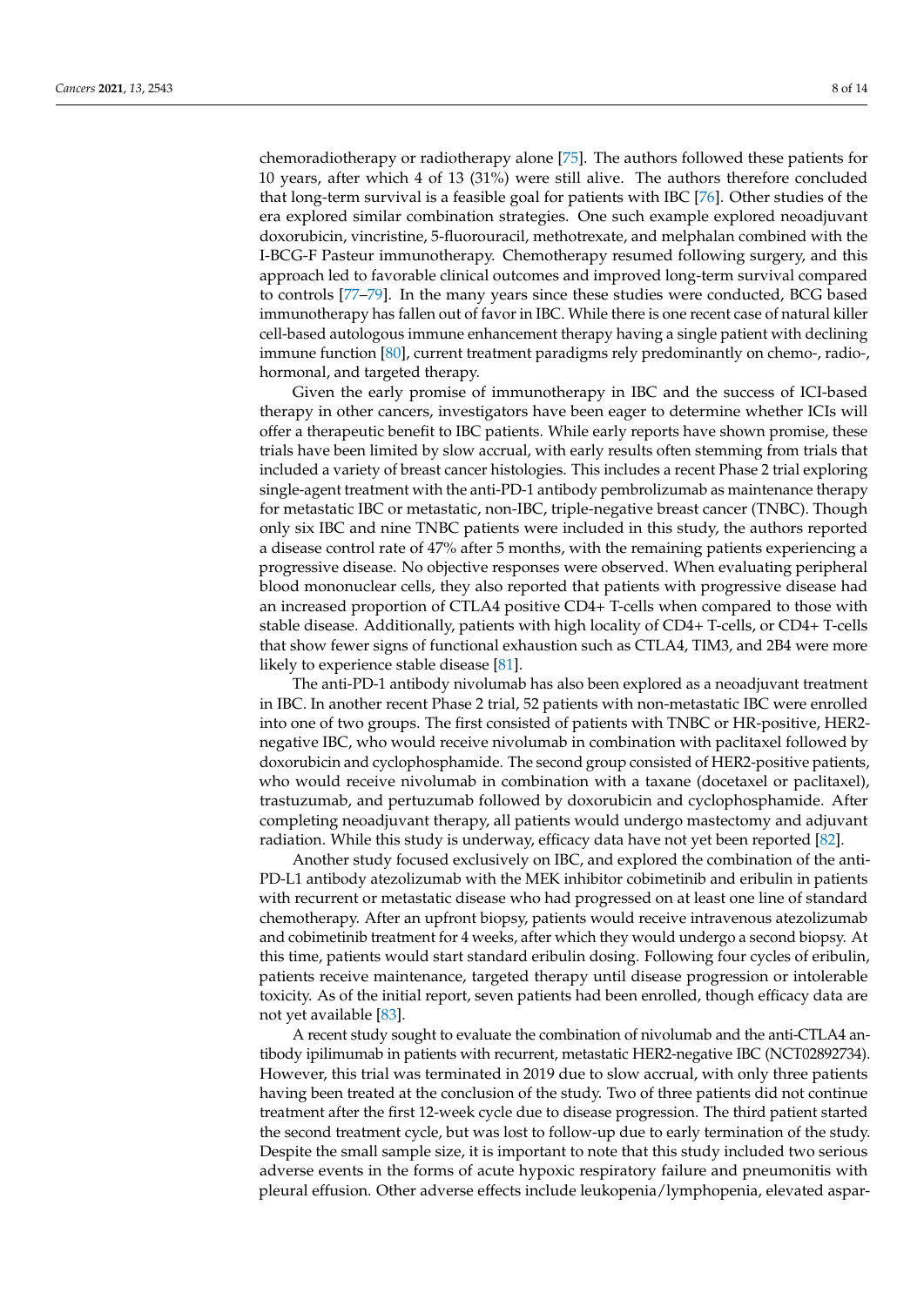chemoradiotherapy or radiotherapy alone [75]. The authors followed these patients for 10 years, after which 4 of 13 (31%) were still alive. The authors therefore concluded that long-term survival is a feasible goal for patients with IBC [76]. Other studies of the era explored similar combination strategies. One such example explored neoadjuvant doxorubicin, vincristine, 5-fluorouracil, methotrexate, and melphalan combined with the I-BCG-F Pasteur immunotherapy. Chemotherapy resumed following surgery, and this approach led to favorable clinical outcomes and improved long-term survival compared to controls [77–79]. In the many years since these studies were conducted, BCG based immunotherapy has fallen out of favor in IBC. While there is one recent case of natural killer cell-based autologous immune enhancement therapy having a single patient with declining immune function [80], current treatment paradigms rely predominantly on chemo-, radio-, hormonal, and targeted therapy.

Given the early promise of immunotherapy in IBC and the success of ICI-based therapy in other cancers, investigators have been eager to determine whether ICIs will offer a therapeutic benefit to IBC patients. While early reports have shown promise, these trials have been limited by slow accrual, with early results often stemming from trials that included a variety of breast cancer histologies. This includes a recent Phase 2 trial exploring single-agent treatment with the anti-PD-1 antibody pembrolizumab as maintenance therapy for metastatic IBC or metastatic, non-IBC, triple-negative breast cancer (TNBC). Though only six IBC and nine TNBC patients were included in this study, the authors reported a disease control rate of 47% after 5 months, with the remaining patients experiencing a progressive disease. No objective responses were observed. When evaluating peripheral blood mononuclear cells, they also reported that patients with progressive disease had an increased proportion of CTLA4 positive CD4+ T-cells when compared to those with stable disease. Additionally, patients with high locality of CD4+ T-cells, or CD4+ T-cells that show fewer signs of functional exhaustion such as CTLA4, TIM3, and 2B4 were more likely to experience stable disease [81].

The anti-PD-1 antibody nivolumab has also been explored as a neoadjuvant treatment in IBC. In another recent Phase 2 trial, 52 patients with non-metastatic IBC were enrolled into one of two groups. The first consisted of patients with TNBC or HR-positive, HER2-negative IBC, who would receive nivolumab in combination with paclitaxel followed by doxorubicin and cyclophosphamide. The second group consisted of HER2-positive patients, who would receive nivolumab in combination with a taxane (docetaxel or paclitaxel), trastuzumab, and pertuzumab followed by doxorubicin and cyclophosphamide. After completing neoadjuvant therapy, all patients would undergo mastectomy and adjuvant radiation. While this study is underway, efficacy data have not yet been reported [82].

Another study focused exclusively on IBC, and explored the combination of the anti-PD-L1 antibody atezolizumab with the MEK inhibitor cobimetinib and eribulin in patients with recurrent or metastatic disease who had progressed on at least one line of standard chemotherapy. After an upfront biopsy, patients would receive intravenous atezolizumab and cobimetinib treatment for 4 weeks, after which they would undergo a second biopsy. At this time, patients would start standard eribulin dosing. Following four cycles of eribulin, patients receive maintenance, targeted therapy until disease progression or intolerable toxicity. As of the initial report, seven patients had been enrolled, though efficacy data are not yet available [83].

A recent study sought to evaluate the combination of nivolumab and the anti-CTLA4 antibody ipilimumab in patients with recurrent, metastatic HER2-negative IBC (NCT02892734). However, this trial was terminated in 2019 due to slow accrual, with only three patients having been treated at the conclusion of the study. Two of three patients did not continue treatment after the first 12-week cycle due to disease progression. The third patient started the second treatment cycle, but was lost to follow-up due to early termination of the study. Despite the small sample size, it is important to note that this study included two serious adverse events in the forms of acute hypoxic respiratory failure and pneumonitis with pleural effusion. Other adverse effects include leukopenia/lymphopenia, elevated aspar-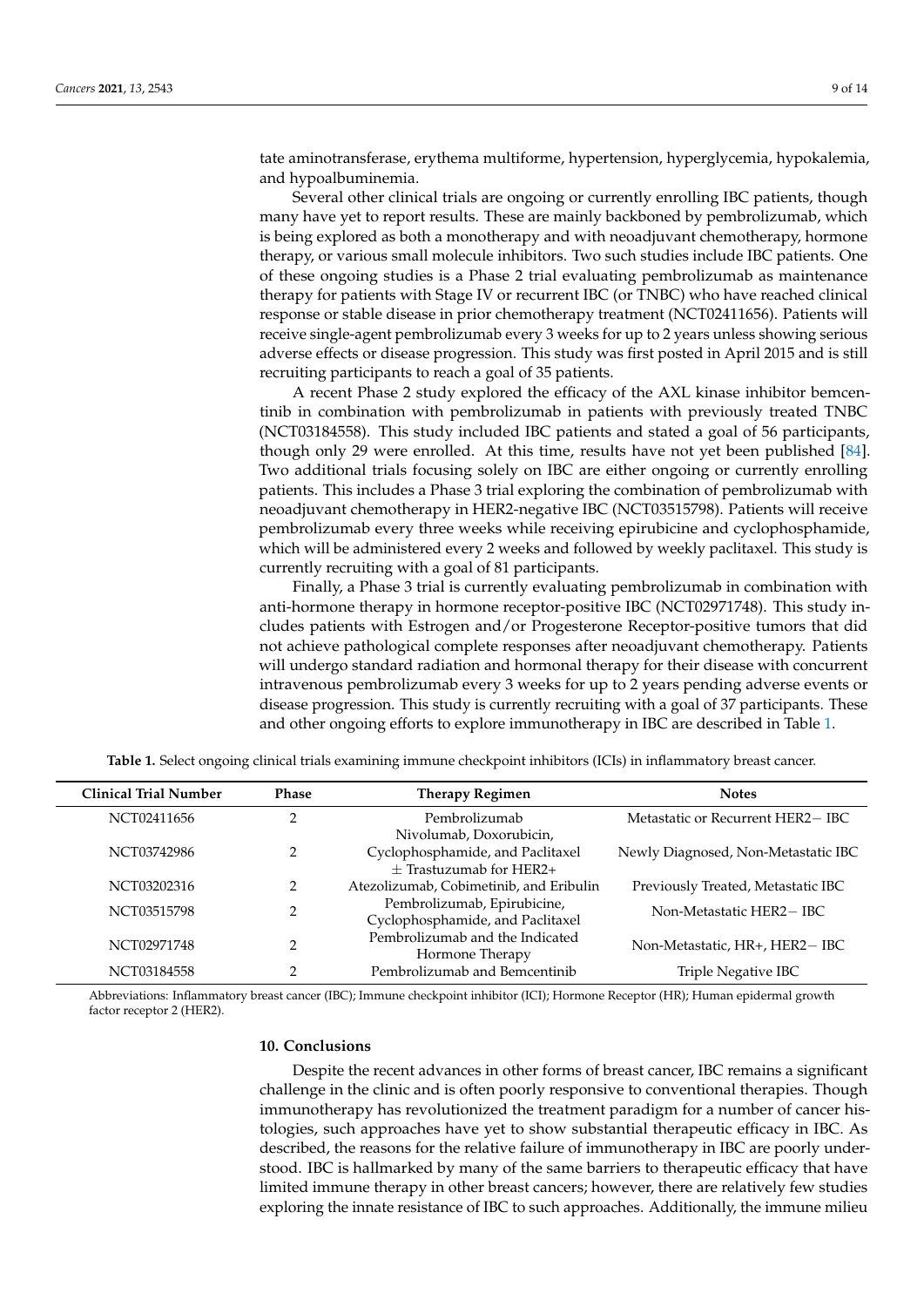tate aminotransferase, erythema multiforme, hypertension, hyperglycemia, hypokalemia, and hypoalbuminemia.

Several other clinical trials are ongoing or currently enrolling IBC patients, though many have yet to report results. These are mainly backboned by pembrolizumab, which is being explored as both a monotherapy and with neoadjuvant chemotherapy, hormone therapy, or various small molecule inhibitors. Two such studies include IBC patients. One of these ongoing studies is a Phase 2 trial evaluating pembrolizumab as maintenance therapy for patients with Stage IV or recurrent IBC (or TNBC) who have reached clinical response or stable disease in prior chemotherapy treatment (NCT02411656). Patients will receive single-agent pembrolizumab every 3 weeks for up to 2 years unless showing serious adverse effects or disease progression. This study was first posted in April 2015 and is still recruiting participants to reach a goal of 35 patients.

A recent Phase 2 study explored the efficacy of the AXL kinase inhibitor bemcentinib in combination with pembrolizumab in patients with previously treated TNBC (NCT03184558). This study included IBC patients and stated a goal of 56 participants, though only 29 were enrolled. At this time, results have not yet been published [84]. Two additional trials focusing solely on IBC are either ongoing or currently enrolling patients. This includes a Phase 3 trial exploring the combination of pembrolizumab with neoadjuvant chemotherapy in HER2-negative IBC (NCT03515798). Patients will receive pembrolizumab every three weeks while receiving epirubicine and cyclophosphamide, which will be administered every 2 weeks and followed by weekly paclitaxel. This study is currently recruiting with a goal of 81 participants.

Finally, a Phase 3 trial is currently evaluating pembrolizumab in combination with anti-hormone therapy in hormone receptor-positive IBC (NCT02971748). This study includes patients with Estrogen and/or Progesterone Receptor-positive tumors that did not achieve pathological complete responses after neoadjuvant chemotherapy. Patients will undergo standard radiation and hormonal therapy for their disease with concurrent intravenous pembrolizumab every 3 weeks for up to 2 years pending adverse events or disease progression. This study is currently recruiting with a goal of 37 participants. These and other ongoing efforts to explore immunotherapy in IBC are described in Table 1.

**Table 1.** Select ongoing clinical trials examining immune checkpoint inhibitors (ICIs) in inflammatory breast cancer.

| Clinical Trial Number | Phase | Therapy Regimen | Notes |
|---|---|---|---|
| NCT02411656 | 2 | Pembrolizumab | Metastatic or Recurrent HER2− IBC |
| NCT03742986 | 2 | Nivolumab, Doxorubicin, Cyclophosphamide, and Paclitaxel ± Trastuzumab for HER2+ | Newly Diagnosed, Non-Metastatic IBC |
| NCT03202316 | 2 | Atezolizumab, Cobimetinib, and Eribulin | Previously Treated, Metastatic IBC |
| NCT03515798 | 2 | Pembrolizumab, Epirubicine, Cyclophosphamide, and Paclitaxel | Non-Metastatic HER2− IBC |
| NCT02971748 | 2 | Pembrolizumab and the Indicated Hormone Therapy | Non-Metastatic, HR+, HER2− IBC |
| NCT03184558 | 2 | Pembrolizumab and Bemcentinib | Triple Negative IBC |

Abbreviations: Inflammatory breast cancer (IBC); Immune checkpoint inhibitor (ICI); Hormone Receptor (HR); Human epidermal growth factor receptor 2 (HER2).

## 10. Conclusions

Despite the recent advances in other forms of breast cancer, IBC remains a significant challenge in the clinic and is often poorly responsive to conventional therapies. Though immunotherapy has revolutionized the treatment paradigm for a number of cancer histologies, such approaches have yet to show substantial therapeutic efficacy in IBC. As described, the reasons for the relative failure of immunotherapy in IBC are poorly understood. IBC is hallmarked by many of the same barriers to therapeutic efficacy that have limited immune therapy in other breast cancers; however, there are relatively few studies exploring the innate resistance of IBC to such approaches. Additionally, the immune milieu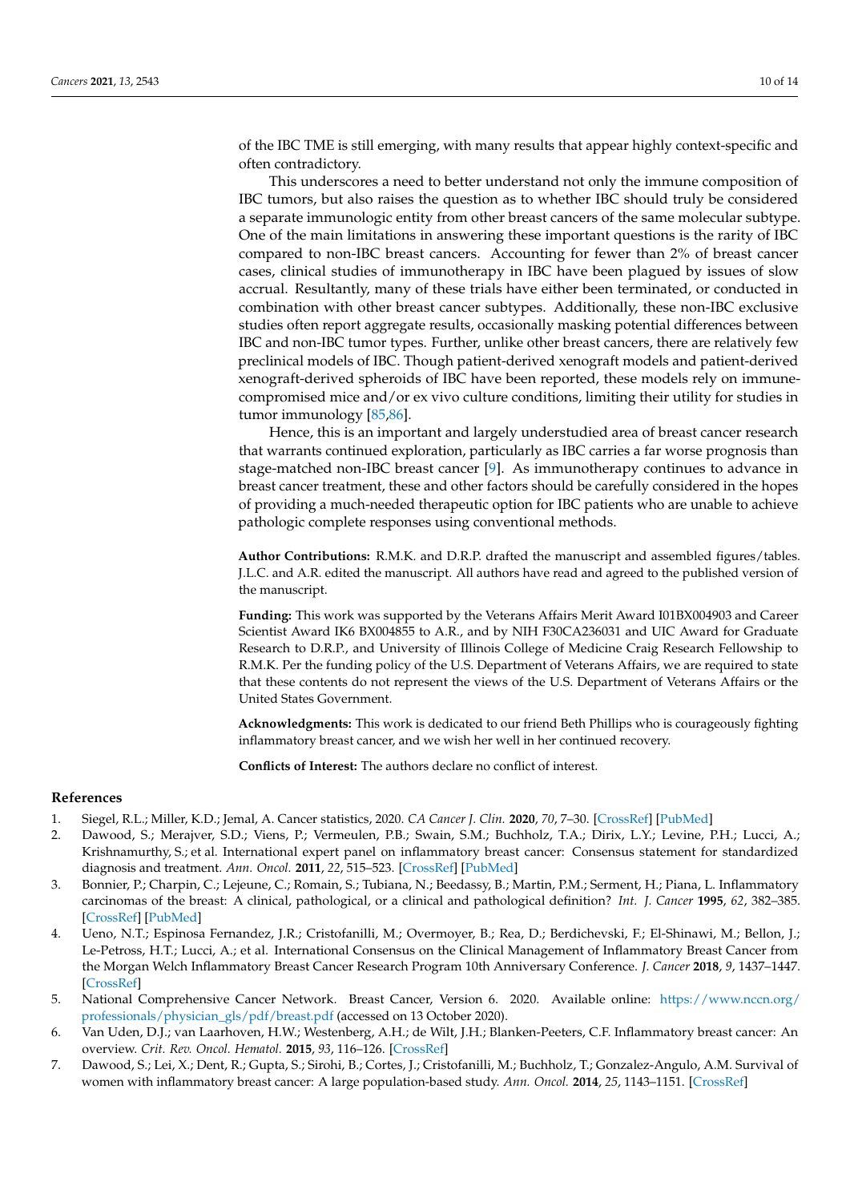of the IBC TME is still emerging, with many results that appear highly context-specific and often contradictory.

This underscores a need to better understand not only the immune composition of IBC tumors, but also raises the question as to whether IBC should truly be considered a separate immunologic entity from other breast cancers of the same molecular subtype. One of the main limitations in answering these important questions is the rarity of IBC compared to non-IBC breast cancers. Accounting for fewer than 2% of breast cancer cases, clinical studies of immunotherapy in IBC have been plagued by issues of slow accrual. Resultantly, many of these trials have either been terminated, or conducted in combination with other breast cancer subtypes. Additionally, these non-IBC exclusive studies often report aggregate results, occasionally masking potential differences between IBC and non-IBC tumor types. Further, unlike other breast cancers, there are relatively few preclinical models of IBC. Though patient-derived xenograft models and patient-derived xenograft-derived spheroids of IBC have been reported, these models rely on immune-compromised mice and/or ex vivo culture conditions, limiting their utility for studies in tumor immunology [85,86].

Hence, this is an important and largely understudied area of breast cancer research that warrants continued exploration, particularly as IBC carries a far worse prognosis than stage-matched non-IBC breast cancer [9]. As immunotherapy continues to advance in breast cancer treatment, these and other factors should be carefully considered in the hopes of providing a much-needed therapeutic option for IBC patients who are unable to achieve pathologic complete responses using conventional methods.

**Author Contributions:** R.M.K. and D.R.P. drafted the manuscript and assembled figures/tables. J.L.C. and A.R. edited the manuscript. All authors have read and agreed to the published version of the manuscript.

**Funding:** This work was supported by the Veterans Affairs Merit Award I01BX004903 and Career Scientist Award IK6 BX004855 to A.R., and by NIH F30CA236031 and UIC Award for Graduate Research to D.R.P., and University of Illinois College of Medicine Craig Research Fellowship to R.M.K. Per the funding policy of the U.S. Department of Veterans Affairs, we are required to state that these contents do not represent the views of the U.S. Department of Veterans Affairs or the United States Government.

**Acknowledgments:** This work is dedicated to our friend Beth Phillips who is courageously fighting inflammatory breast cancer, and we wish her well in her continued recovery.

**Conflicts of Interest:** The authors declare no conflict of interest.

## References

1. Siegel, R.L.; Miller, K.D.; Jemal, A. Cancer statistics, 2020. *CA Cancer J. Clin.* **2020**, *70*, 7–30. [CrossRef] [PubMed]
2. Dawood, S.; Merajver, S.D.; Viens, P.; Vermeulen, P.B.; Swain, S.M.; Buchholz, T.A.; Dirix, L.Y.; Levine, P.H.; Lucci, A.; Krishnamurthy, S.; et al. International expert panel on inflammatory breast cancer: Consensus statement for standardized diagnosis and treatment. *Ann. Oncol.* **2011**, *22*, 515–523. [CrossRef] [PubMed]
3. Bonnier, P.; Charpin, C.; Lejeune, C.; Romain, S.; Tubiana, N.; Beedassy, B.; Martin, P.M.; Serment, H.; Piana, L. Inflammatory carcinomas of the breast: A clinical, pathological, or a clinical and pathological definition? *Int. J. Cancer* **1995**, *62*, 382–385. [CrossRef] [PubMed]
4. Ueno, N.T.; Espinosa Fernandez, J.R.; Cristofanilli, M.; Overmoyer, B.; Rea, D.; Berdichevski, F.; El-Shinawi, M.; Bellon, J.; Le-Petross, H.T.; Lucci, A.; et al. International Consensus on the Clinical Management of Inflammatory Breast Cancer from the Morgan Welch Inflammatory Breast Cancer Research Program 10th Anniversary Conference. *J. Cancer* **2018**, *9*, 1437–1447. [CrossRef]
5. National Comprehensive Cancer Network. Breast Cancer, Version 6. 2020. Available online: https://www.nccn.org/professionals/physician_gls/pdf/breast.pdf (accessed on 13 October 2020).
6. Van Uden, D.J.; van Laarhoven, H.W.; Westenberg, A.H.; de Wilt, J.H.; Blanken-Peeters, C.F. Inflammatory breast cancer: An overview. *Crit. Rev. Oncol. Hematol.* **2015**, *93*, 116–126. [CrossRef]
7. Dawood, S.; Lei, X.; Dent, R.; Gupta, S.; Sirohi, B.; Cortes, J.; Cristofanilli, M.; Buchholz, T.; Gonzalez-Angulo, A.M. Survival of women with inflammatory breast cancer: A large population-based study. *Ann. Oncol.* **2014**, *25*, 1143–1151. [CrossRef]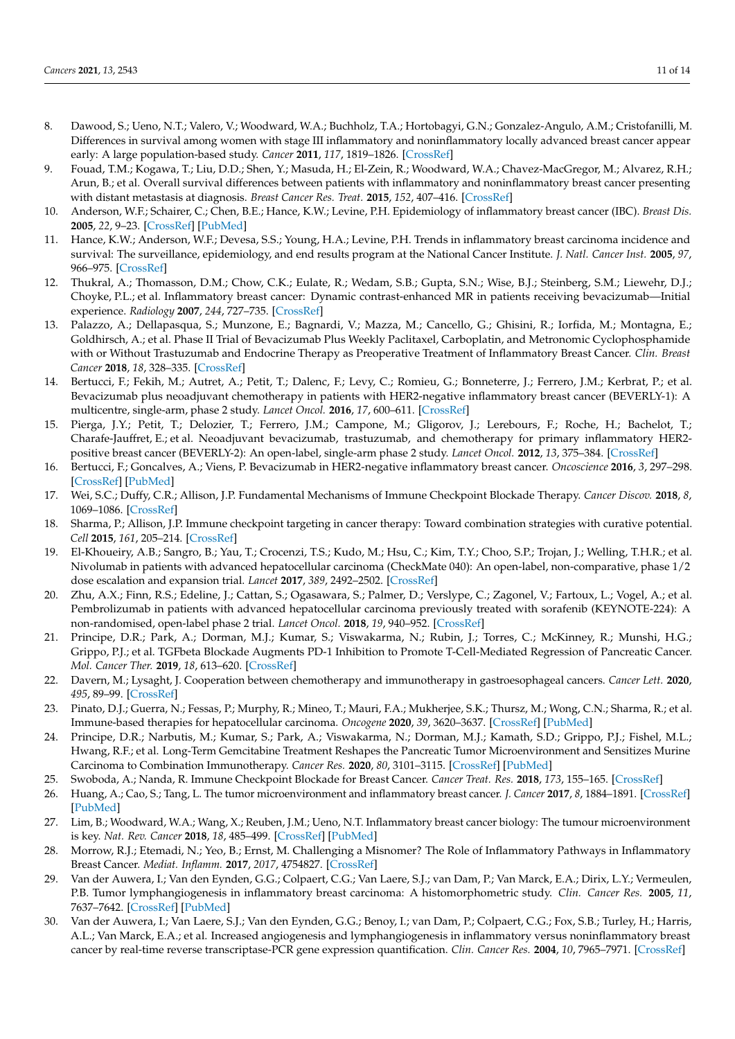8. Dawood, S.; Ueno, N.T.; Valero, V.; Woodward, W.A.; Buchholz, T.A.; Hortobagyi, G.N.; Gonzalez-Angulo, A.M.; Cristofanilli, M. Differences in survival among women with stage III inflammatory and noninflammatory locally advanced breast cancer appear early: A large population-based study. *Cancer* **2011**, *117*, 1819–1826. [CrossRef]
9. Fouad, T.M.; Kogawa, T.; Liu, D.D.; Shen, Y.; Masuda, H.; El-Zein, R.; Woodward, W.A.; Chavez-MacGregor, M.; Alvarez, R.H.; Arun, B.; et al. Overall survival differences between patients with inflammatory and noninflammatory breast cancer presenting with distant metastasis at diagnosis. *Breast Cancer Res. Treat.* **2015**, *152*, 407–416. [CrossRef]
10. Anderson, W.F.; Schairer, C.; Chen, B.E.; Hance, K.W.; Levine, P.H. Epidemiology of inflammatory breast cancer (IBC). *Breast Dis.* **2005**, *22*, 9–23. [CrossRef] [PubMed]
11. Hance, K.W.; Anderson, W.F.; Devesa, S.S.; Young, H.A.; Levine, P.H. Trends in inflammatory breast carcinoma incidence and survival: The surveillance, epidemiology, and end results program at the National Cancer Institute. *J. Natl. Cancer Inst.* **2005**, *97*, 966–975. [CrossRef]
12. Thukral, A.; Thomasson, D.M.; Chow, C.K.; Eulate, R.; Wedam, S.B.; Gupta, S.N.; Wise, B.J.; Steinberg, S.M.; Liewehr, D.J.; Choyke, P.L.; et al. Inflammatory breast cancer: Dynamic contrast-enhanced MR in patients receiving bevacizumab—Initial experience. *Radiology* **2007**, *244*, 727–735. [CrossRef]
13. Palazzo, A.; Dellapasqua, S.; Munzone, E.; Bagnardi, V.; Mazza, M.; Cancello, G.; Ghisini, R.; Iorfida, M.; Montagna, E.; Goldhirsch, A.; et al. Phase II Trial of Bevacizumab Plus Weekly Paclitaxel, Carboplatin, and Metronomic Cyclophosphamide with or Without Trastuzumab and Endocrine Therapy as Preoperative Treatment of Inflammatory Breast Cancer. *Clin. Breast Cancer* **2018**, *18*, 328–335. [CrossRef]
14. Bertucci, F.; Fekih, M.; Autret, A.; Petit, T.; Dalenc, F.; Levy, C.; Romieu, G.; Bonneterre, J.; Ferrero, J.M.; Kerbrat, P.; et al. Bevacizumab plus neoadjuvant chemotherapy in patients with HER2-negative inflammatory breast cancer (BEVERLY-1): A multicentre, single-arm, phase 2 study. *Lancet Oncol.* **2016**, *17*, 600–611. [CrossRef]
15. Pierga, J.Y.; Petit, T.; Delozier, T.; Ferrero, J.M.; Campone, M.; Gligorov, J.; Lerebours, F.; Roche, H.; Bachelot, T.; Charafe-Jauffret, E.; et al. Neoadjuvant bevacizumab, trastuzumab, and chemotherapy for primary inflammatory HER2-positive breast cancer (BEVERLY-2): An open-label, single-arm phase 2 study. *Lancet Oncol.* **2012**, *13*, 375–384. [CrossRef]
16. Bertucci, F.; Goncalves, A.; Viens, P. Bevacizumab in HER2-negative inflammatory breast cancer. *Oncoscience* **2016**, *3*, 297–298. [CrossRef] [PubMed]
17. Wei, S.C.; Duffy, C.R.; Allison, J.P. Fundamental Mechanisms of Immune Checkpoint Blockade Therapy. *Cancer Discov.* **2018**, *8*, 1069–1086. [CrossRef]
18. Sharma, P.; Allison, J.P. Immune checkpoint targeting in cancer therapy: Toward combination strategies with curative potential. *Cell* **2015**, *161*, 205–214. [CrossRef]
19. El-Khoueiry, A.B.; Sangro, B.; Yau, T.; Crocenzi, T.S.; Kudo, M.; Hsu, C.; Kim, T.Y.; Choo, S.P.; Trojan, J.; Welling, T.H.R.; et al. Nivolumab in patients with advanced hepatocellular carcinoma (CheckMate 040): An open-label, non-comparative, phase 1/2 dose escalation and expansion trial. *Lancet* **2017**, *389*, 2492–2502. [CrossRef]
20. Zhu, A.X.; Finn, R.S.; Edeline, J.; Cattan, S.; Ogasawara, S.; Palmer, D.; Verslype, C.; Zagonel, V.; Fartoux, L.; Vogel, A.; et al. Pembrolizumab in patients with advanced hepatocellular carcinoma previously treated with sorafenib (KEYNOTE-224): A non-randomised, open-label phase 2 trial. *Lancet Oncol.* **2018**, *19*, 940–952. [CrossRef]
21. Principe, D.R.; Park, A.; Dorman, M.J.; Kumar, S.; Viswakarma, N.; Rubin, J.; Torres, C.; McKinney, R.; Munshi, H.G.; Grippo, P.J.; et al. TGFbeta Blockade Augments PD-1 Inhibition to Promote T-Cell-Mediated Regression of Pancreatic Cancer. *Mol. Cancer Ther.* **2019**, *18*, 613–620. [CrossRef]
22. Davern, M.; Lysaght, J. Cooperation between chemotherapy and immunotherapy in gastroesophageal cancers. *Cancer Lett.* **2020**, *495*, 89–99. [CrossRef]
23. Pinato, D.J.; Guerra, N.; Fessas, P.; Murphy, R.; Mineo, T.; Mauri, F.A.; Mukherjee, S.K.; Thursz, M.; Wong, C.N.; Sharma, R.; et al. Immune-based therapies for hepatocellular carcinoma. *Oncogene* **2020**, *39*, 3620–3637. [CrossRef] [PubMed]
24. Principe, D.R.; Narbutis, M.; Kumar, S.; Park, A.; Viswakarma, N.; Dorman, M.J.; Kamath, S.D.; Grippo, P.J.; Fishel, M.L.; Hwang, R.F.; et al. Long-Term Gemcitabine Treatment Reshapes the Pancreatic Tumor Microenvironment and Sensitizes Murine Carcinoma to Combination Immunotherapy. *Cancer Res.* **2020**, *80*, 3101–3115. [CrossRef] [PubMed]
25. Swoboda, A.; Nanda, R. Immune Checkpoint Blockade for Breast Cancer. *Cancer Treat. Res.* **2018**, *173*, 155–165. [CrossRef]
26. Huang, A.; Cao, S.; Tang, L. The tumor microenvironment and inflammatory breast cancer. *J. Cancer* **2017**, *8*, 1884–1891. [CrossRef] [PubMed]
27. Lim, B.; Woodward, W.A.; Wang, X.; Reuben, J.M.; Ueno, N.T. Inflammatory breast cancer biology: The tumour microenvironment is key. *Nat. Rev. Cancer* **2018**, *18*, 485–499. [CrossRef] [PubMed]
28. Morrow, R.J.; Etemadi, N.; Yeo, B.; Ernst, M. Challenging a Misnomer? The Role of Inflammatory Pathways in Inflammatory Breast Cancer. *Mediat. Inflamm.* **2017**, *2017*, 4754827. [CrossRef]
29. Van der Auwera, I.; Van den Eynden, G.G.; Colpaert, C.G.; Van Laere, S.J.; van Dam, P.; Van Marck, E.A.; Dirix, L.Y.; Vermeulen, P.B. Tumor lymphangiogenesis in inflammatory breast carcinoma: A histomorphometric study. *Clin. Cancer Res.* **2005**, *11*, 7637–7642. [CrossRef] [PubMed]
30. Van der Auwera, I.; Van Laere, S.J.; Van den Eynden, G.G.; Benoy, I.; van Dam, P.; Colpaert, C.G.; Fox, S.B.; Turley, H.; Harris, A.L.; Van Marck, E.A.; et al. Increased angiogenesis and lymphangiogenesis in inflammatory versus noninflammatory breast cancer by real-time reverse transcriptase-PCR gene expression quantification. *Clin. Cancer Res.* **2004**, *10*, 7965–7971. [CrossRef]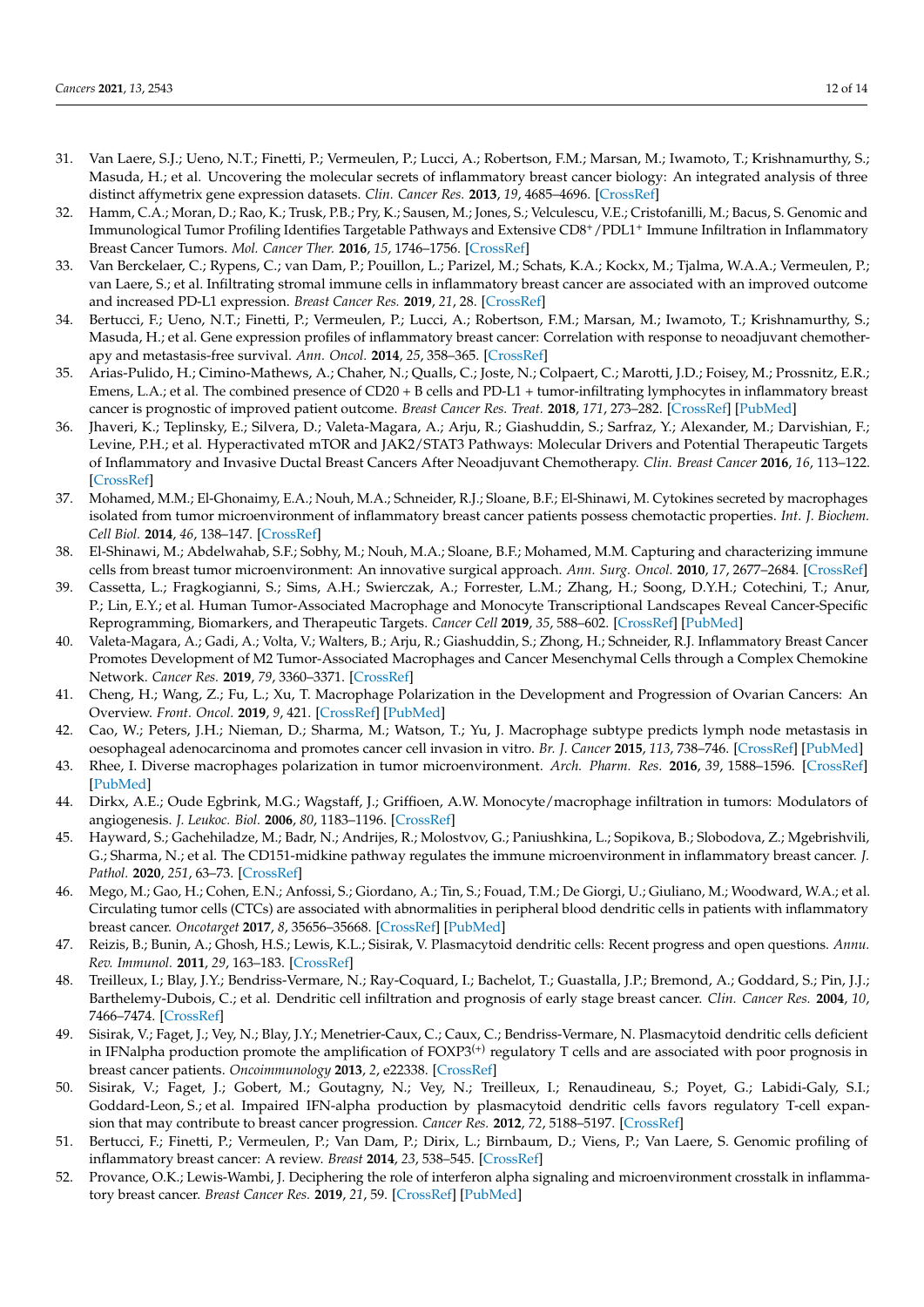31. Van Laere, S.J.; Ueno, N.T.; Finetti, P.; Vermeulen, P.; Lucci, A.; Robertson, F.M.; Marsan, M.; Iwamoto, T.; Krishnamurthy, S.; Masuda, H.; et al. Uncovering the molecular secrets of inflammatory breast cancer biology: An integrated analysis of three distinct affymetrix gene expression datasets. *Clin. Cancer Res.* **2013**, *19*, 4685–4696. [CrossRef]
32. Hamm, C.A.; Moran, D.; Rao, K.; Trusk, P.B.; Pry, K.; Sausen, M.; Jones, S.; Velculescu, V.E.; Cristofanilli, M.; Bacus, S. Genomic and Immunological Tumor Profiling Identifies Targetable Pathways and Extensive $CD8^{+}$/$PDL1^{+}$ Immune Infiltration in Inflammatory Breast Cancer Tumors. *Mol. Cancer Ther.* **2016**, *15*, 1746–1756. [CrossRef]
33. Van Berckelaer, C.; Rypens, C.; van Dam, P.; Pouillon, L.; Parizel, M.; Schats, K.A.; Kockx, M.; Tjalma, W.A.A.; Vermeulen, P.; van Laere, S.; et al. Infiltrating stromal immune cells in inflammatory breast cancer are associated with an improved outcome and increased PD-L1 expression. *Breast Cancer Res.* **2019**, *21*, 28. [CrossRef]
34. Bertucci, F.; Ueno, N.T.; Finetti, P.; Vermeulen, P.; Lucci, A.; Robertson, F.M.; Marsan, M.; Iwamoto, T.; Krishnamurthy, S.; Masuda, H.; et al. Gene expression profiles of inflammatory breast cancer: Correlation with response to neoadjuvant chemotherapy and metastasis-free survival. *Ann. Oncol.* **2014**, *25*, 358–365. [CrossRef]
35. Arias-Pulido, H.; Cimino-Mathews, A.; Chaher, N.; Qualls, C.; Joste, N.; Colpaert, C.; Marotti, J.D.; Foisey, M.; Prossnitz, E.R.; Emens, L.A.; et al. The combined presence of CD20 + B cells and PD-L1 + tumor-infiltrating lymphocytes in inflammatory breast cancer is prognostic of improved patient outcome. *Breast Cancer Res. Treat.* **2018**, *171*, 273–282. [CrossRef] [PubMed]
36. Jhaveri, K.; Teplinsky, E.; Silvera, D.; Valeta-Magara, A.; Arju, R.; Giashuddin, S.; Sarfraz, Y.; Alexander, M.; Darvishian, F.; Levine, P.H.; et al. Hyperactivated mTOR and JAK2/STAT3 Pathways: Molecular Drivers and Potential Therapeutic Targets of Inflammatory and Invasive Ductal Breast Cancers After Neoadjuvant Chemotherapy. *Clin. Breast Cancer* **2016**, *16*, 113–122. [CrossRef]
37. Mohamed, M.M.; El-Ghonaimy, E.A.; Nouh, M.A.; Schneider, R.J.; Sloane, B.F.; El-Shinawi, M. Cytokines secreted by macrophages isolated from tumor microenvironment of inflammatory breast cancer patients possess chemotactic properties. *Int. J. Biochem. Cell Biol.* **2014**, *46*, 138–147. [CrossRef]
38. El-Shinawi, M.; Abdelwahab, S.F.; Sobhy, M.; Nouh, M.A.; Sloane, B.F.; Mohamed, M.M. Capturing and characterizing immune cells from breast tumor microenvironment: An innovative surgical approach. *Ann. Surg. Oncol.* **2010**, *17*, 2677–2684. [CrossRef]
39. Cassetta, L.; Fragkogianni, S.; Sims, A.H.; Swierczak, A.; Forrester, L.M.; Zhang, H.; Soong, D.Y.H.; Cotechini, T.; Anur, P.; Lin, E.Y.; et al. Human Tumor-Associated Macrophage and Monocyte Transcriptional Landscapes Reveal Cancer-Specific Reprogramming, Biomarkers, and Therapeutic Targets. *Cancer Cell* **2019**, *35*, 588–602. [CrossRef] [PubMed]
40. Valeta-Magara, A.; Gadi, A.; Volta, V.; Walters, B.; Arju, R.; Giashuddin, S.; Zhong, H.; Schneider, R.J. Inflammatory Breast Cancer Promotes Development of M2 Tumor-Associated Macrophages and Cancer Mesenchymal Cells through a Complex Chemokine Network. *Cancer Res.* **2019**, *79*, 3360–3371. [CrossRef]
41. Cheng, H.; Wang, Z.; Fu, L.; Xu, T. Macrophage Polarization in the Development and Progression of Ovarian Cancers: An Overview. *Front. Oncol.* **2019**, *9*, 421. [CrossRef] [PubMed]
42. Cao, W.; Peters, J.H.; Nieman, D.; Sharma, M.; Watson, T.; Yu, J. Macrophage subtype predicts lymph node metastasis in oesophageal adenocarcinoma and promotes cancer cell invasion in vitro. *Br. J. Cancer* **2015**, *113*, 738–746. [CrossRef] [PubMed]
43. Rhee, I. Diverse macrophages polarization in tumor microenvironment. *Arch. Pharm. Res.* **2016**, *39*, 1588–1596. [CrossRef] [PubMed]
44. Dirkx, A.E.; Oude Egbrink, M.G.; Wagstaff, J.; Griffioen, A.W. Monocyte/macrophage infiltration in tumors: Modulators of angiogenesis. *J. Leukoc. Biol.* **2006**, *80*, 1183–1196. [CrossRef]
45. Hayward, S.; Gachehiladze, M.; Badr, N.; Andrijes, R.; Molostvov, G.; Paniushkina, L.; Sopikova, B.; Slobodova, Z.; Mgebrishvili, G.; Sharma, N.; et al. The CD151-midkine pathway regulates the immune microenvironment in inflammatory breast cancer. *J. Pathol.* **2020**, *251*, 63–73. [CrossRef]
46. Mego, M.; Gao, H.; Cohen, E.N.; Anfossi, S.; Giordano, A.; Tin, S.; Fouad, T.M.; De Giorgi, U.; Giuliano, M.; Woodward, W.A.; et al. Circulating tumor cells (CTCs) are associated with abnormalities in peripheral blood dendritic cells in patients with inflammatory breast cancer. *Oncotarget* **2017**, *8*, 35656–35668. [CrossRef] [PubMed]
47. Reizis, B.; Bunin, A.; Ghosh, H.S.; Lewis, K.L.; Sisirak, V. Plasmacytoid dendritic cells: Recent progress and open questions. *Annu. Rev. Immunol.* **2011**, *29*, 163–183. [CrossRef]
48. Treilleux, I.; Blay, J.Y.; Bendriss-Vermare, N.; Ray-Coquard, I.; Bachelot, T.; Guastalla, J.P.; Bremond, A.; Goddard, S.; Pin, J.J.; Barthelemy-Dubois, C.; et al. Dendritic cell infiltration and prognosis of early stage breast cancer. *Clin. Cancer Res.* **2004**, *10*, 7466–7474. [CrossRef]
49. Sisirak, V.; Faget, J.; Vey, N.; Blay, J.Y.; Menetrier-Caux, C.; Caux, C.; Bendriss-Vermare, N. Plasmacytoid dendritic cells deficient in IFNalpha production promote the amplification of $FOXP3^{(+)}$ regulatory T cells and are associated with poor prognosis in breast cancer patients. *Oncoimmunology* **2013**, *2*, e22338. [CrossRef]
50. Sisirak, V.; Faget, J.; Gobert, M.; Goutagny, N.; Vey, N.; Treilleux, I.; Renaudineau, S.; Poyet, G.; Labidi-Galy, S.I.; Goddard-Leon, S.; et al. Impaired IFN-alpha production by plasmacytoid dendritic cells favors regulatory T-cell expansion that may contribute to breast cancer progression. *Cancer Res.* **2012**, *72*, 5188–5197. [CrossRef]
51. Bertucci, F.; Finetti, P.; Vermeulen, P.; Van Dam, P.; Dirix, L.; Birnbaum, D.; Viens, P.; Van Laere, S. Genomic profiling of inflammatory breast cancer: A review. *Breast* **2014**, *23*, 538–545. [CrossRef]
52. Provance, O.K.; Lewis-Wambi, J. Deciphering the role of interferon alpha signaling and microenvironment crosstalk in inflammatory breast cancer. *Breast Cancer Res.* **2019**, *21*, 59. [CrossRef] [PubMed]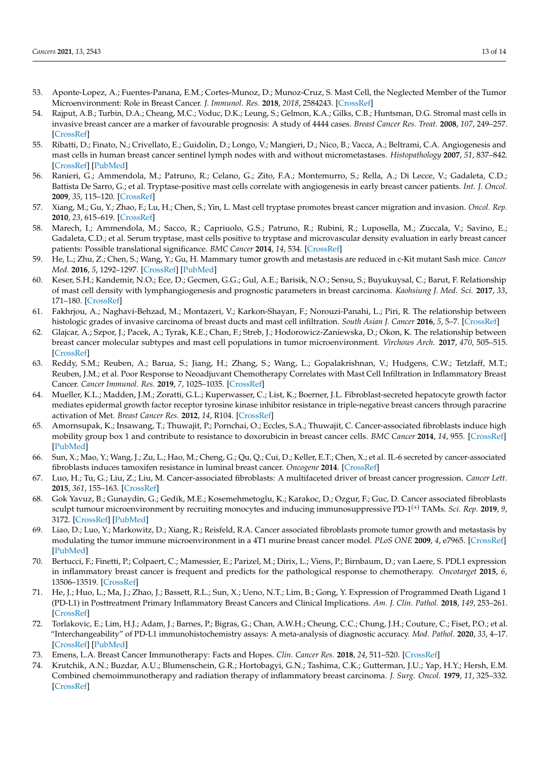53. Aponte-Lopez, A.; Fuentes-Panana, E.M.; Cortes-Munoz, D.; Munoz-Cruz, S. Mast Cell, the Neglected Member of the Tumor Microenvironment: Role in Breast Cancer. *J. Immunol. Res.* **2018**, *2018*, 2584243. [CrossRef]
54. Rajput, A.B.; Turbin, D.A.; Cheang, M.C.; Voduc, D.K.; Leung, S.; Gelmon, K.A.; Gilks, C.B.; Huntsman, D.G. Stromal mast cells in invasive breast cancer are a marker of favourable prognosis: A study of 4444 cases. *Breast Cancer Res. Treat.* **2008**, *107*, 249–257. [CrossRef]
55. Ribatti, D.; Finato, N.; Crivellato, E.; Guidolin, D.; Longo, V.; Mangieri, D.; Nico, B.; Vacca, A.; Beltrami, C.A. Angiogenesis and mast cells in human breast cancer sentinel lymph nodes with and without micrometastases. *Histopathology* **2007**, *51*, 837–842. [CrossRef] [PubMed]
56. Ranieri, G.; Ammendola, M.; Patruno, R.; Celano, G.; Zito, F.A.; Montemurro, S.; Rella, A.; Di Lecce, V.; Gadaleta, C.D.; Battista De Sarro, G.; et al. Tryptase-positive mast cells correlate with angiogenesis in early breast cancer patients. *Int. J. Oncol.* **2009**, *35*, 115–120. [CrossRef]
57. Xiang, M.; Gu, Y.; Zhao, F.; Lu, H.; Chen, S.; Yin, L. Mast cell tryptase promotes breast cancer migration and invasion. *Oncol. Rep.* **2010**, *23*, 615–619. [CrossRef]
58. Marech, I.; Ammendola, M.; Sacco, R.; Capriuolo, G.S.; Patruno, R.; Rubini, R.; Luposella, M.; Zuccala, V.; Savino, E.; Gadaleta, C.D.; et al. Serum tryptase, mast cells positive to tryptase and microvascular density evaluation in early breast cancer patients: Possible translational significance. *BMC Cancer* **2014**, *14*, 534. [CrossRef]
59. He, L.; Zhu, Z.; Chen, S.; Wang, Y.; Gu, H. Mammary tumor growth and metastasis are reduced in c-Kit mutant Sash mice. *Cancer Med.* **2016**, *5*, 1292–1297. [CrossRef] [PubMed]
60. Keser, S.H.; Kandemir, N.O.; Ece, D.; Gecmen, G.G.; Gul, A.E.; Barisik, N.O.; Sensu, S.; Buyukuysal, C.; Barut, F. Relationship of mast cell density with lymphangiogenesis and prognostic parameters in breast carcinoma. *Kaohsiung J. Med. Sci.* **2017**, *33*, 171–180. [CrossRef]
61. Fakhrjou, A.; Naghavi-Behzad, M.; Montazeri, V.; Karkon-Shayan, F.; Norouzi-Panahi, L.; Piri, R. The relationship between histologic grades of invasive carcinoma of breast ducts and mast cell infiltration. *South Asian J. Cancer* **2016**, *5*, 5–7. [CrossRef]
62. Glajcar, A.; Szpor, J.; Pacek, A.; Tyrak, K.E.; Chan, F.; Streb, J.; Hodorowicz-Zaniewska, D.; Okon, K. The relationship between breast cancer molecular subtypes and mast cell populations in tumor microenvironment. *Virchows Arch.* **2017**, *470*, 505–515. [CrossRef]
63. Reddy, S.M.; Reuben, A.; Barua, S.; Jiang, H.; Zhang, S.; Wang, L.; Gopalakrishnan, V.; Hudgens, C.W.; Tetzlaff, M.T.; Reuben, J.M.; et al. Poor Response to Neoadjuvant Chemotherapy Correlates with Mast Cell Infiltration in Inflammatory Breast Cancer. *Cancer Immunol. Res.* **2019**, *7*, 1025–1035. [CrossRef]
64. Mueller, K.L.; Madden, J.M.; Zoratti, G.L.; Kuperwasser, C.; List, K.; Boerner, J.L. Fibroblast-secreted hepatocyte growth factor mediates epidermal growth factor receptor tyrosine kinase inhibitor resistance in triple-negative breast cancers through paracrine activation of Met. *Breast Cancer Res.* **2012**, *14*, R104. [CrossRef]
65. Amornsupak, K.; Insawang, T.; Thuwajit, P.; Pornchai, O.; Eccles, S.A.; Thuwajit, C. Cancer-associated fibroblasts induce high mobility group box 1 and contribute to resistance to doxorubicin in breast cancer cells. *BMC Cancer* **2014**, *14*, 955. [CrossRef] [PubMed]
66. Sun, X.; Mao, Y.; Wang, J.; Zu, L.; Hao, M.; Cheng, G.; Qu, Q.; Cui, D.; Keller, E.T.; Chen, X.; et al. IL-6 secreted by cancer-associated fibroblasts induces tamoxifen resistance in luminal breast cancer. *Oncogene* **2014**. [CrossRef]
67. Luo, H.; Tu, G.; Liu, Z.; Liu, M. Cancer-associated fibroblasts: A multifaceted driver of breast cancer progression. *Cancer Lett.* **2015**, *361*, 155–163. [CrossRef]
68. Gok Yavuz, B.; Gunaydin, G.; Gedik, M.E.; Kosemehmetoglu, K.; Karakoc, D.; Ozgur, F.; Guc, D. Cancer associated fibroblasts sculpt tumour microenvironment by recruiting monocytes and inducing immunosuppressive PD-1$^{(+)}$ TAMs. *Sci. Rep.* **2019**, *9*, 3172. [CrossRef] [PubMed]
69. Liao, D.; Luo, Y.; Markowitz, D.; Xiang, R.; Reisfeld, R.A. Cancer associated fibroblasts promote tumor growth and metastasis by modulating the tumor immune microenvironment in a 4T1 murine breast cancer model. *PLoS ONE* **2009**, *4*, e7965. [CrossRef] [PubMed]
70. Bertucci, F.; Finetti, P.; Colpaert, C.; Mamessier, E.; Parizel, M.; Dirix, L.; Viens, P.; Birnbaum, D.; van Laere, S. PDL1 expression in inflammatory breast cancer is frequent and predicts for the pathological response to chemotherapy. *Oncotarget* **2015**, *6*, 13506–13519. [CrossRef]
71. He, J.; Huo, L.; Ma, J.; Zhao, J.; Bassett, R.L.; Sun, X.; Ueno, N.T.; Lim, B.; Gong, Y. Expression of Programmed Death Ligand 1 (PD-L1) in Posttreatment Primary Inflammatory Breast Cancers and Clinical Implications. *Am. J. Clin. Pathol.* **2018**, *149*, 253–261. [CrossRef]
72. Torlakovic, E.; Lim, H.J.; Adam, J.; Barnes, P.; Bigras, G.; Chan, A.W.H.; Cheung, C.C.; Chung, J.H.; Couture, C.; Fiset, P.O.; et al. "Interchangeability" of PD-L1 immunohistochemistry assays: A meta-analysis of diagnostic accuracy. *Mod. Pathol.* **2020**, *33*, 4–17. [CrossRef] [PubMed]
73. Emens, L.A. Breast Cancer Immunotherapy: Facts and Hopes. *Clin. Cancer Res.* **2018**, *24*, 511–520. [CrossRef]
74. Krutchik, A.N.; Buzdar, A.U.; Blumenschein, G.R.; Hortobagyi, G.N.; Tashima, C.K.; Gutterman, J.U.; Yap, H.Y.; Hersh, E.M. Combined chemoimmunotherapy and radiation therapy of inflammatory breast carcinoma. *J. Surg. Oncol.* **1979**, *11*, 325–332. [CrossRef]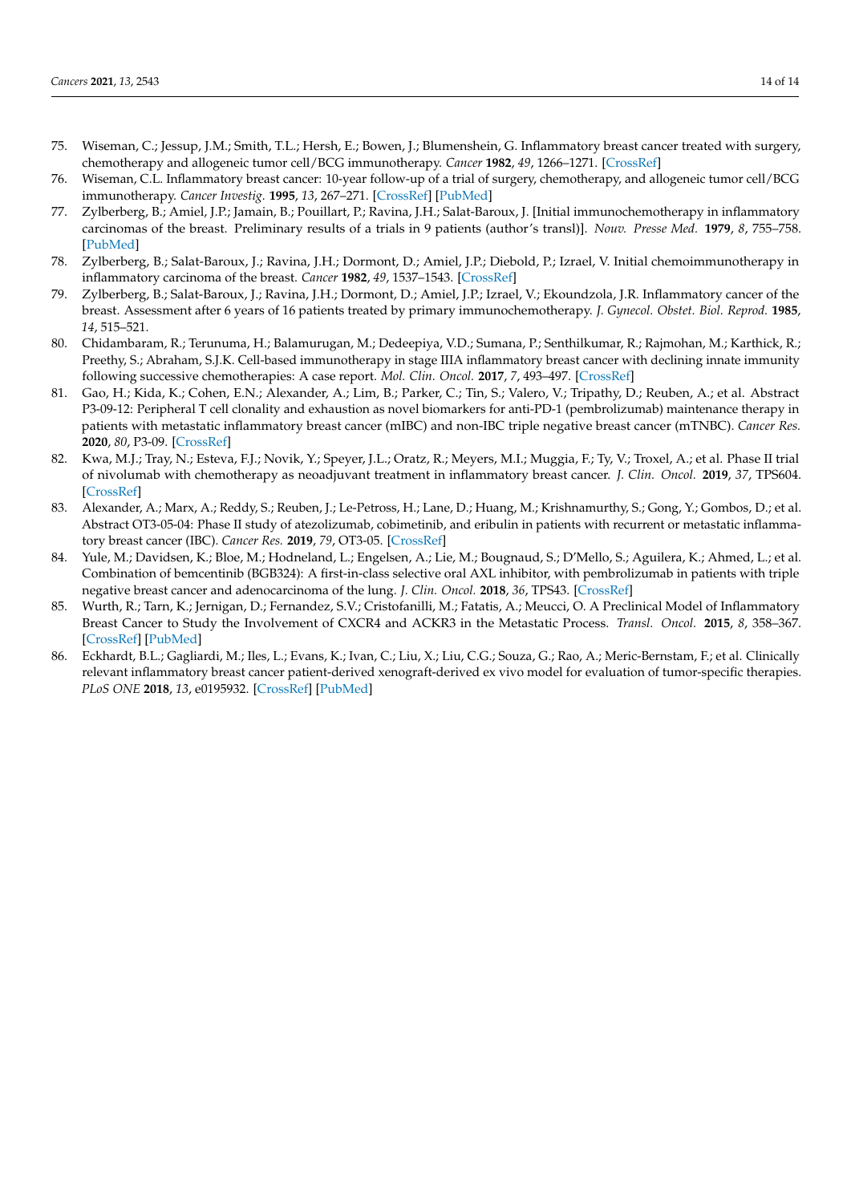75. Wiseman, C.; Jessup, J.M.; Smith, T.L.; Hersh, E.; Bowen, J.; Blumenshein, G. Inflammatory breast cancer treated with surgery, chemotherapy and allogeneic tumor cell/BCG immunotherapy. *Cancer* **1982**, *49*, 1266–1271. [CrossRef]
76. Wiseman, C.L. Inflammatory breast cancer: 10-year follow-up of a trial of surgery, chemotherapy, and allogeneic tumor cell/BCG immunotherapy. *Cancer Investig.* **1995**, *13*, 267–271. [CrossRef] [PubMed]
77. Zylberberg, B.; Amiel, J.P.; Jamain, B.; Pouillart, P.; Ravina, J.H.; Salat-Baroux, J. [Initial immunochemotherapy in inflammatory carcinomas of the breast. Preliminary results of a trials in 9 patients (author's transl)]. *Nouv. Presse Med.* **1979**, *8*, 755–758. [PubMed]
78. Zylberberg, B.; Salat-Baroux, J.; Ravina, J.H.; Dormont, D.; Amiel, J.P.; Diebold, P.; Izrael, V. Initial chemoimmunotherapy in inflammatory carcinoma of the breast. *Cancer* **1982**, *49*, 1537–1543. [CrossRef]
79. Zylberberg, B.; Salat-Baroux, J.; Ravina, J.H.; Dormont, D.; Amiel, J.P.; Izrael, V.; Ekoundzola, J.R. Inflammatory cancer of the breast. Assessment after 6 years of 16 patients treated by primary immunochemotherapy. *J. Gynecol. Obstet. Biol. Reprod.* **1985**, *14*, 515–521.
80. Chidambaram, R.; Terunuma, H.; Balamurugan, M.; Dedeepiya, V.D.; Sumana, P.; Senthilkumar, R.; Rajmohan, M.; Karthick, R.; Preethy, S.; Abraham, S.J.K. Cell-based immunotherapy in stage IIIA inflammatory breast cancer with declining innate immunity following successive chemotherapies: A case report. *Mol. Clin. Oncol.* **2017**, *7*, 493–497. [CrossRef]
81. Gao, H.; Kida, K.; Cohen, E.N.; Alexander, A.; Lim, B.; Parker, C.; Tin, S.; Valero, V.; Tripathy, D.; Reuben, A.; et al. Abstract P3-09-12: Peripheral T cell clonality and exhaustion as novel biomarkers for anti-PD-1 (pembrolizumab) maintenance therapy in patients with metastatic inflammatory breast cancer (mIBC) and non-IBC triple negative breast cancer (mTNBC). *Cancer Res.* **2020**, *80*, P3-09. [CrossRef]
82. Kwa, M.J.; Tray, N.; Esteva, F.J.; Novik, Y.; Speyer, J.L.; Oratz, R.; Meyers, M.I.; Muggia, F.; Ty, V.; Troxel, A.; et al. Phase II trial of nivolumab with chemotherapy as neoadjuvant treatment in inflammatory breast cancer. *J. Clin. Oncol.* **2019**, *37*, TPS604. [CrossRef]
83. Alexander, A.; Marx, A.; Reddy, S.; Reuben, J.; Le-Petross, H.; Lane, D.; Huang, M.; Krishnamurthy, S.; Gong, Y.; Gombos, D.; et al. Abstract OT3-05-04: Phase II study of atezolizumab, cobimetinib, and eribulin in patients with recurrent or metastatic inflammatory breast cancer (IBC). *Cancer Res.* **2019**, *79*, OT3-05. [CrossRef]
84. Yule, M.; Davidsen, K.; Bloe, M.; Hodneland, L.; Engelsen, A.; Lie, M.; Bougnaud, S.; D'Mello, S.; Aguilera, K.; Ahmed, L.; et al. Combination of bemcentinib (BGB324): A first-in-class selective oral AXL inhibitor, with pembrolizumab in patients with triple negative breast cancer and adenocarcinoma of the lung. *J. Clin. Oncol.* **2018**, *36*, TPS43. [CrossRef]
85. Wurth, R.; Tarn, K.; Jernigan, D.; Fernandez, S.V.; Cristofanilli, M.; Fatatis, A.; Meucci, O. A Preclinical Model of Inflammatory Breast Cancer to Study the Involvement of CXCR4 and ACKR3 in the Metastatic Process. *Transl. Oncol.* **2015**, *8*, 358–367. [CrossRef] [PubMed]
86. Eckhardt, B.L.; Gagliardi, M.; Iles, L.; Evans, K.; Ivan, C.; Liu, X.; Liu, C.G.; Souza, G.; Rao, A.; Meric-Bernstam, F.; et al. Clinically relevant inflammatory breast cancer patient-derived xenograft-derived ex vivo model for evaluation of tumor-specific therapies. *PLoS ONE* **2018**, *13*, e0195932. [CrossRef] [PubMed]